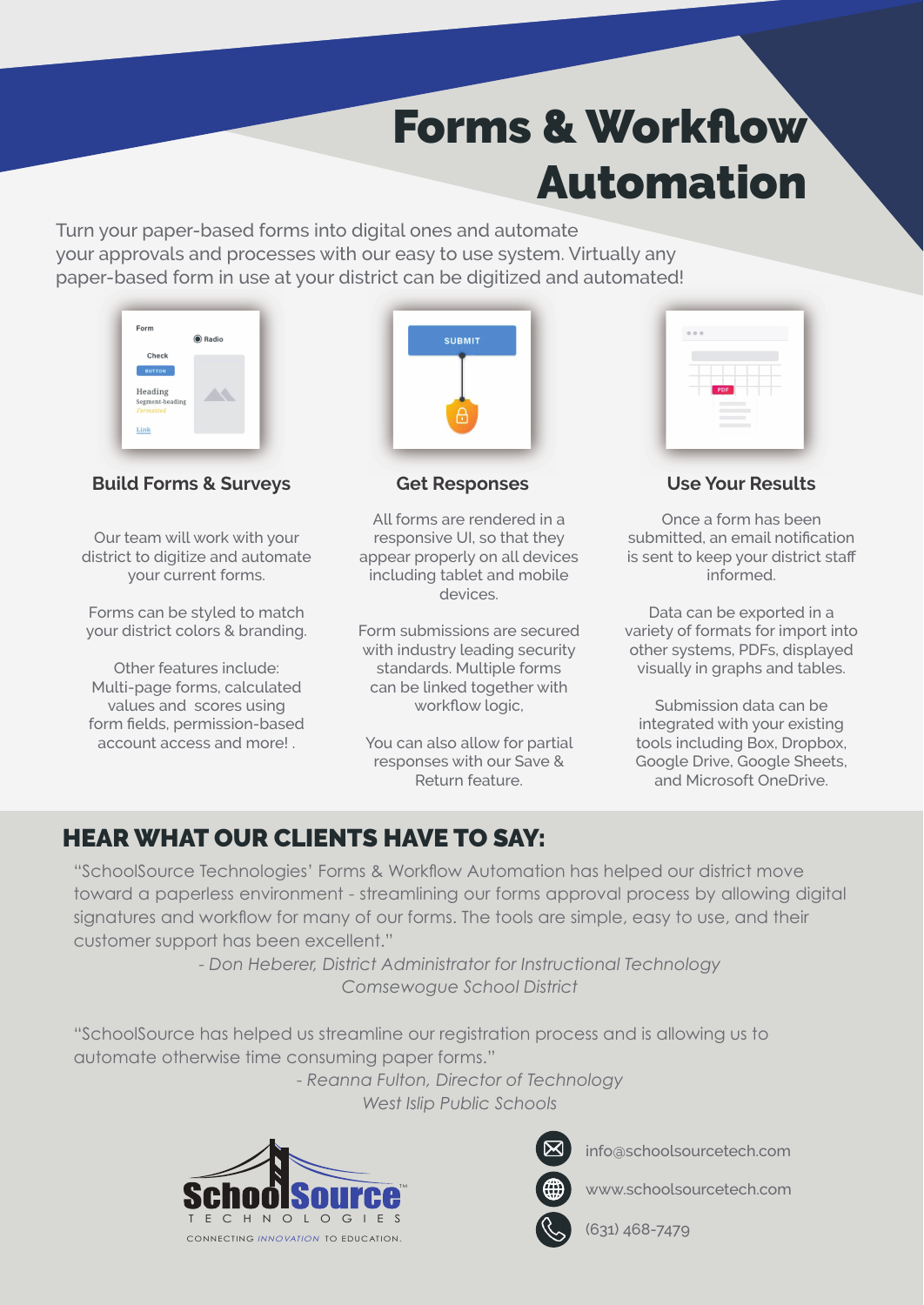# Forms & Workflow Automation

Turn your paper-based forms into digital ones and automate your approvals and processes with our easy to use system. Virtually any paper-based form in use at your district can be digitized and automated!

### Build Forms & Surveys

Our team will work with your district to digitize and automate your current forms.

Forms can be styled to match your district colors & branding.

Other features include: Multi-page forms, calculated values and scores using form fields, permission-based account access and more! .

### Get Responses

All forms are rendered in a responsive UI, so that they appear properly on all devices including tablet and mobile devices.

Form submissions are secured with industry leading security standards. Multiple forms can be linked together with workflow logic,

You can also allow for partial responses with our Save & Return feature.

### Use Your Results

Once a form has been submitted, an email notification is sent to keep your district staff informed.

Data can be exported in a variety of formats for import into other systems, PDFs, displayed visually in graphs and tables.

Submission data can be integrated with your existing tools including Box, Dropbox, Google Drive, Google Sheets, and Microsoft OneDrive.

## HEAR WHAT OUR CLIENTS HAVE TO SAY:

"SchoolSource Technologies' Forms & Workflow Automation has helped our district move toward a paperless environment - streamlining our forms approval process by allowing digital signatures and workflow for many of our forms. The tools are simple, easy to use, and their customer support has been excellent."

*- Don Heberer, District Administrator for Instructional Technology*
*Comsewogue School District*

"SchoolSource has helped us streamline our registration process and is allowing us to automate otherwise time consuming paper forms."

*- Reanna Fulton, Director of Technology*
*West Islip Public Schools*

SchoolSource™ TECHNOLOGIES
CONNECTING *INNOVATION* TO EDUCATION.

info@schoolsourcetech.com

www.schoolsourcetech.com

(631) 468-7479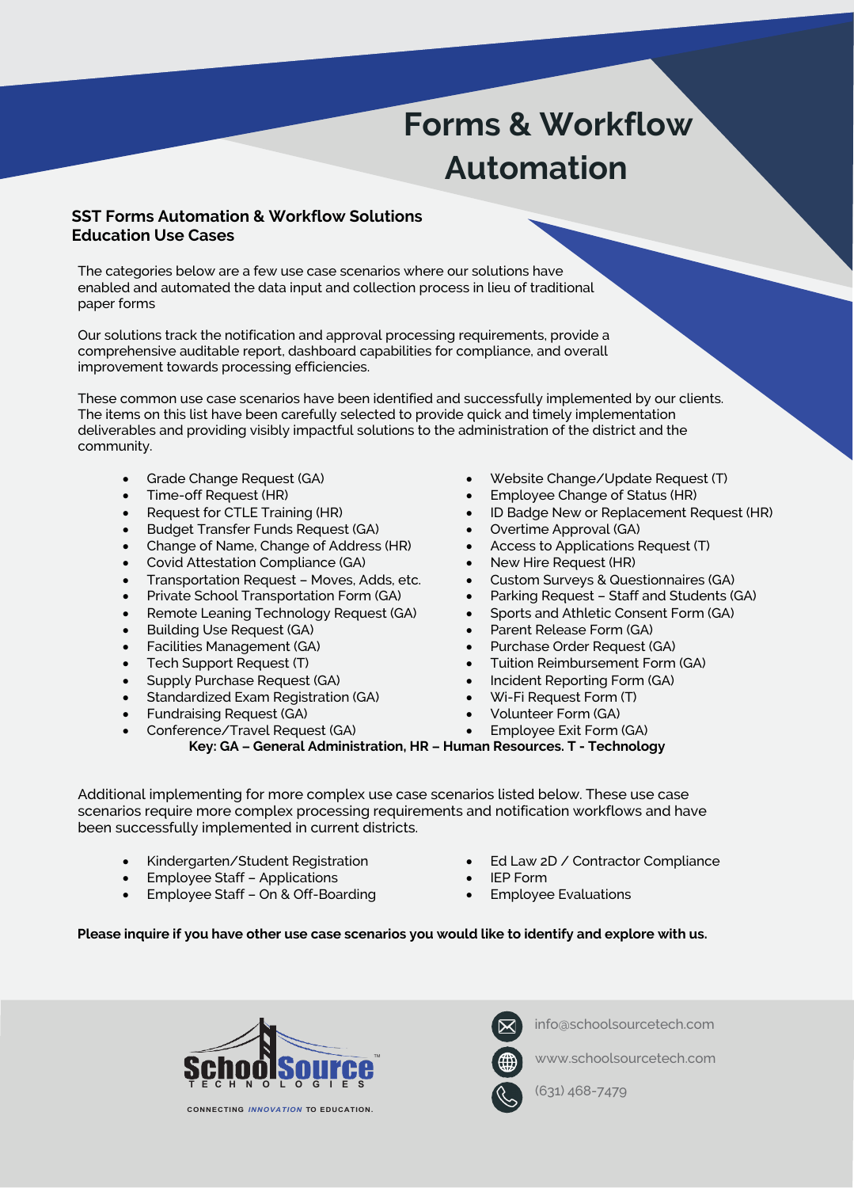# Forms & Workflow Automation

## SST Forms Automation & Workflow Solutions Education Use Cases

The categories below are a few use case scenarios where our solutions have enabled and automated the data input and collection process in lieu of traditional paper forms

Our solutions track the notification and approval processing requirements, provide a comprehensive auditable report, dashboard capabilities for compliance, and overall improvement towards processing efficiencies.

These common use case scenarios have been identified and successfully implemented by our clients. The items on this list have been carefully selected to provide quick and timely implementation deliverables and providing visibly impactful solutions to the administration of the district and the community.

- Grade Change Request (GA)
- Time-off Request (HR)
- Request for CTLE Training (HR)
- Budget Transfer Funds Request (GA)
- Change of Name, Change of Address (HR)
- Covid Attestation Compliance (GA)
- Transportation Request – Moves, Adds, etc.
- Private School Transportation Form (GA)
- Remote Leaning Technology Request (GA)
- Building Use Request (GA)
- Facilities Management (GA)
- Tech Support Request (T)
- Supply Purchase Request (GA)
- Standardized Exam Registration (GA)
- Fundraising Request (GA)
- Conference/Travel Request (GA)
- Website Change/Update Request (T)
- Employee Change of Status (HR)
- ID Badge New or Replacement Request (HR)
- Overtime Approval (GA)
- Access to Applications Request (T)
- New Hire Request (HR)
- Custom Surveys & Questionnaires (GA)
- Parking Request – Staff and Students (GA)
- Sports and Athletic Consent Form (GA)
- Parent Release Form (GA)
- Purchase Order Request (GA)
- Tuition Reimbursement Form (GA)
- Incident Reporting Form (GA)
- Wi-Fi Request Form (T)
- Volunteer Form (GA)
- Employee Exit Form (GA)

**Key: GA – General Administration, HR – Human Resources. T - Technology**

Additional implementing for more complex use case scenarios listed below. These use case scenarios require more complex processing requirements and notification workflows and have been successfully implemented in current districts.

- Kindergarten/Student Registration
- Employee Staff – Applications
- Employee Staff – On & Off-Boarding
- Ed Law 2D / Contractor Compliance
- IEP Form
- Employee Evaluations

**Please inquire if you have other use case scenarios you would like to identify and explore with us.**

SchoolSource TECHNOLOGIES™

CONNECTING *INNOVATION* TO EDUCATION.

info@schoolsourcetech.com

www.schoolsourcetech.com

(631) 468-7479